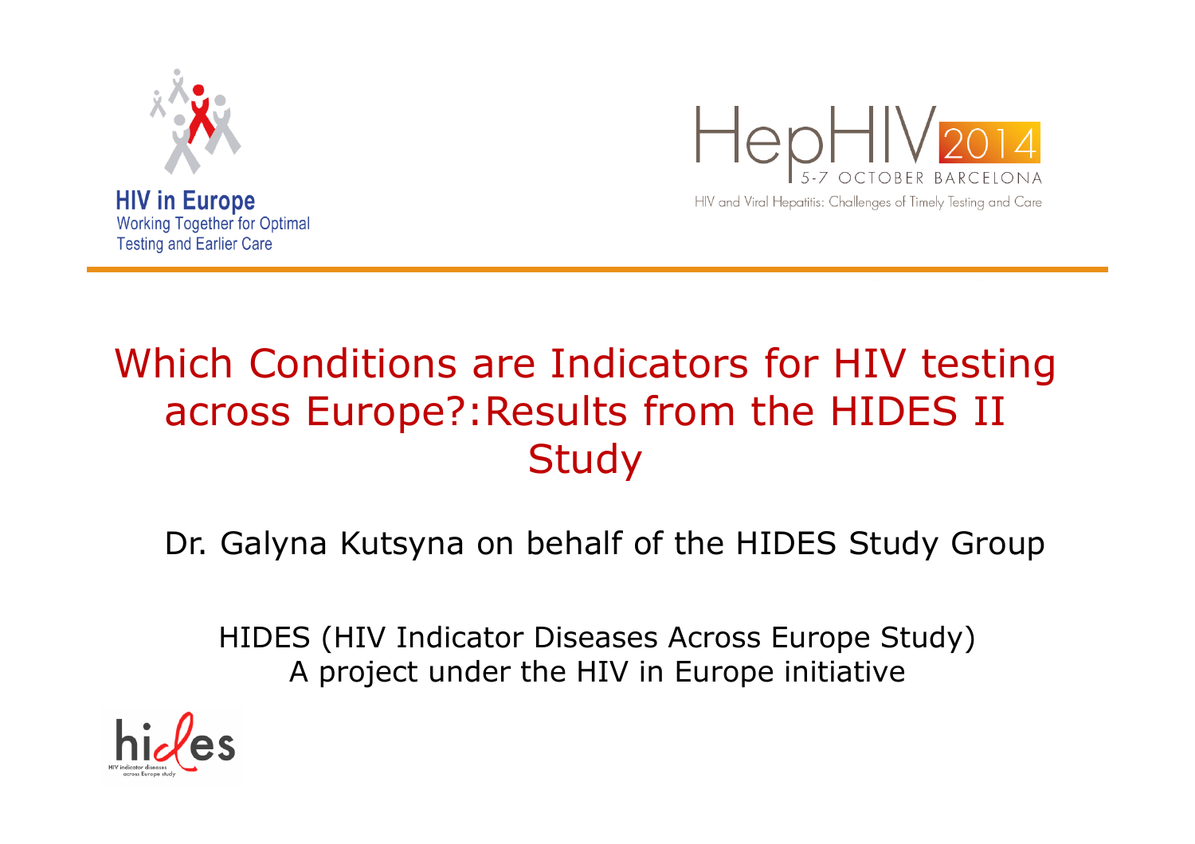HIV in Europe
Working Together for Optimal Testing and Earlier Care

HepHIV 2014
5-7 OCTOBER BARCELONA
HIV and Viral Hepatitis: Challenges of Timely Testing and Care

# Which Conditions are Indicators for HIV testing across Europe?:Results from the HIDES II Study

Dr. Galyna Kutsyna on behalf of the HIDES Study Group

HIDES (HIV Indicator Diseases Across Europe Study)
A project under the HIV in Europe initiative

hides
HIV indicator diseases across Europe study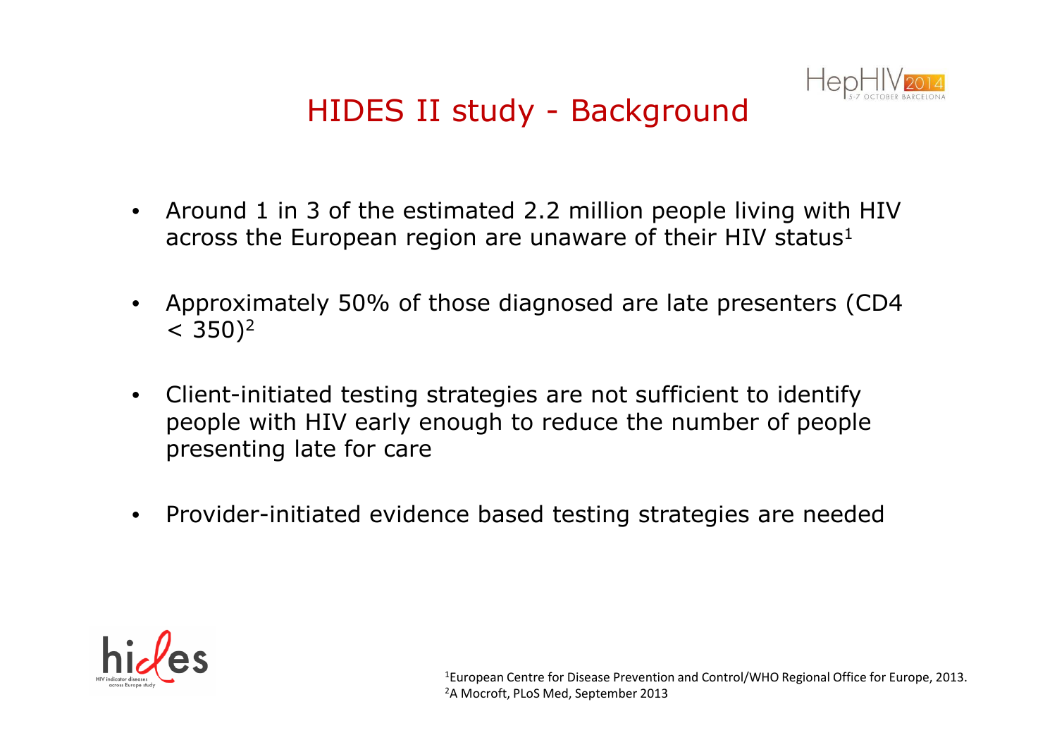# HIDES II study - Background

- Around 1 in 3 of the estimated 2.2 million people living with HIV across the European region are unaware of their HIV status[1]
- Approximately 50% of those diagnosed are late presenters (CD4 < 350)[2]
- Client-initiated testing strategies are not sufficient to identify people with HIV early enough to reduce the number of people presenting late for care
- Provider-initiated evidence based testing strategies are needed

[1] European Centre for Disease Prevention and Control/WHO Regional Office for Europe, 2013.
[2] A Mocroft, PLoS Med, September 2013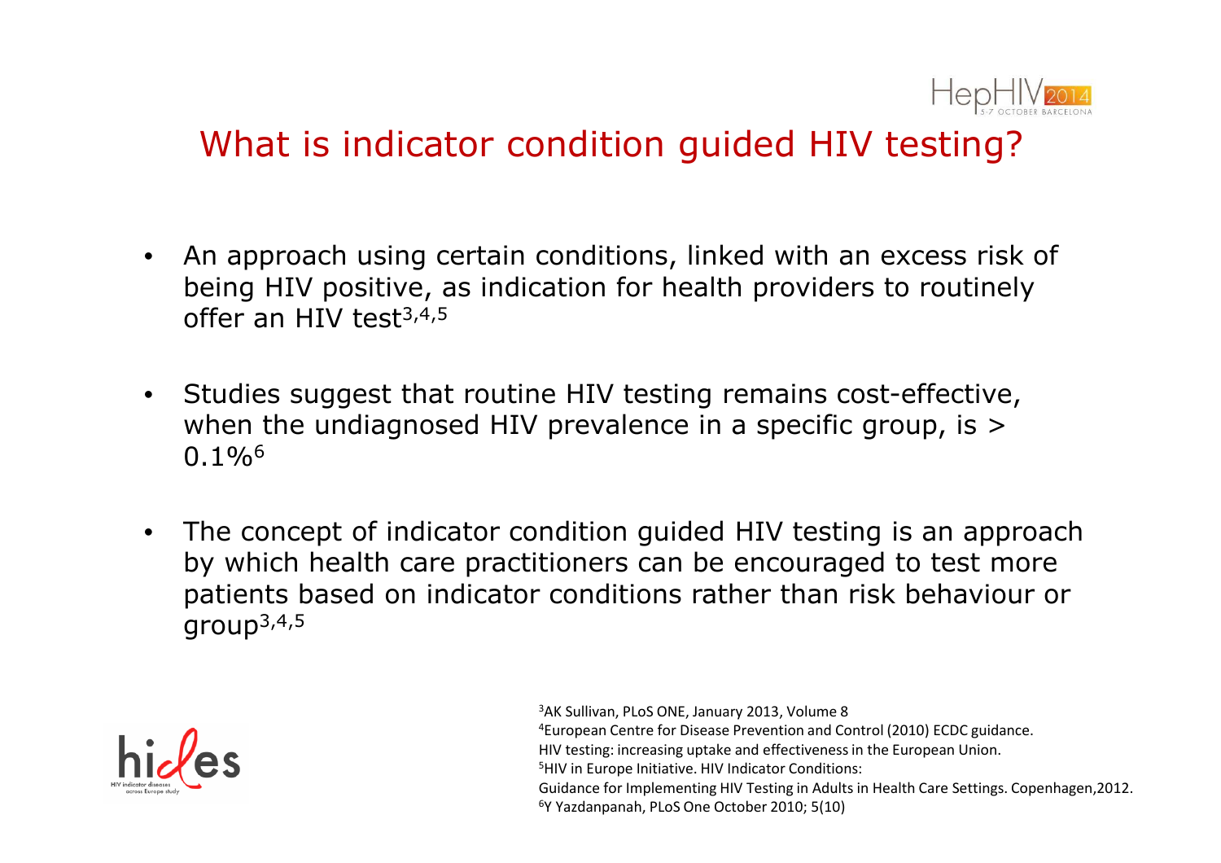# What is indicator condition guided HIV testing?

- An approach using certain conditions, linked with an excess risk of being HIV positive, as indication for health providers to routinely offer an HIV test[3,4,5]
- Studies suggest that routine HIV testing remains cost-effective, when the undiagnosed HIV prevalence in a specific group, is > 0.1%[6]
- The concept of indicator condition guided HIV testing is an approach by which health care practitioners can be encouraged to test more patients based on indicator conditions rather than risk behaviour or group[3,4,5]

[3] AK Sullivan, PLoS ONE, January 2013, Volume 8
[4] European Centre for Disease Prevention and Control (2010) ECDC guidance. HIV testing: increasing uptake and effectiveness in the European Union.
[5] HIV in Europe Initiative. HIV Indicator Conditions: Guidance for Implementing HIV Testing in Adults in Health Care Settings. Copenhagen, 2012.
[6] Y Yazdanpanah, PLoS One October 2010; 5(10)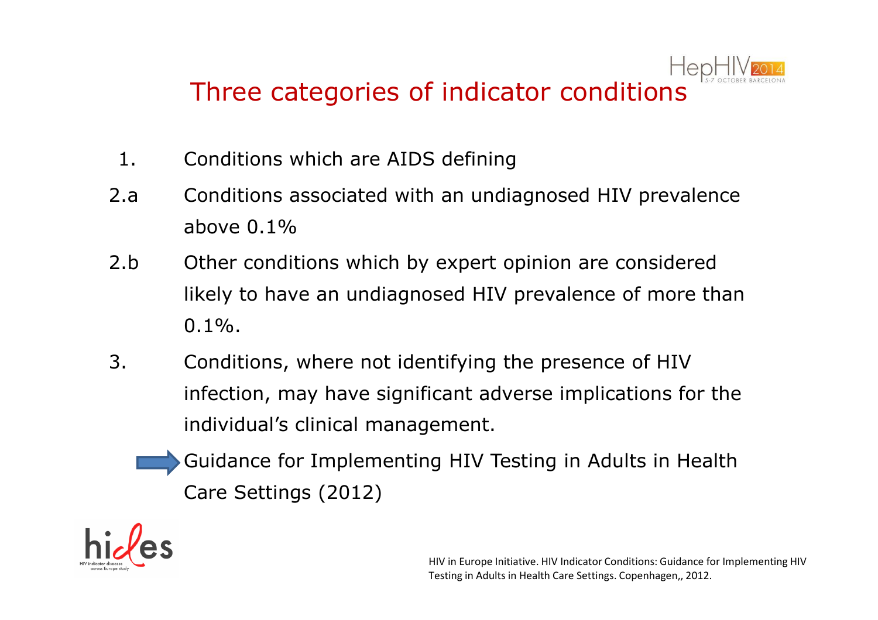# Three categories of indicator conditions

1. Conditions which are AIDS defining

2.a Conditions associated with an undiagnosed HIV prevalence above 0.1%

2.b Other conditions which by expert opinion are considered likely to have an undiagnosed HIV prevalence of more than 0.1%.

3. Conditions, where not identifying the presence of HIV infection, may have significant adverse implications for the individual's clinical management.

→ Guidance for Implementing HIV Testing in Adults in Health Care Settings (2012)

HIV in Europe Initiative. HIV Indicator Conditions: Guidance for Implementing HIV Testing in Adults in Health Care Settings. Copenhagen,, 2012.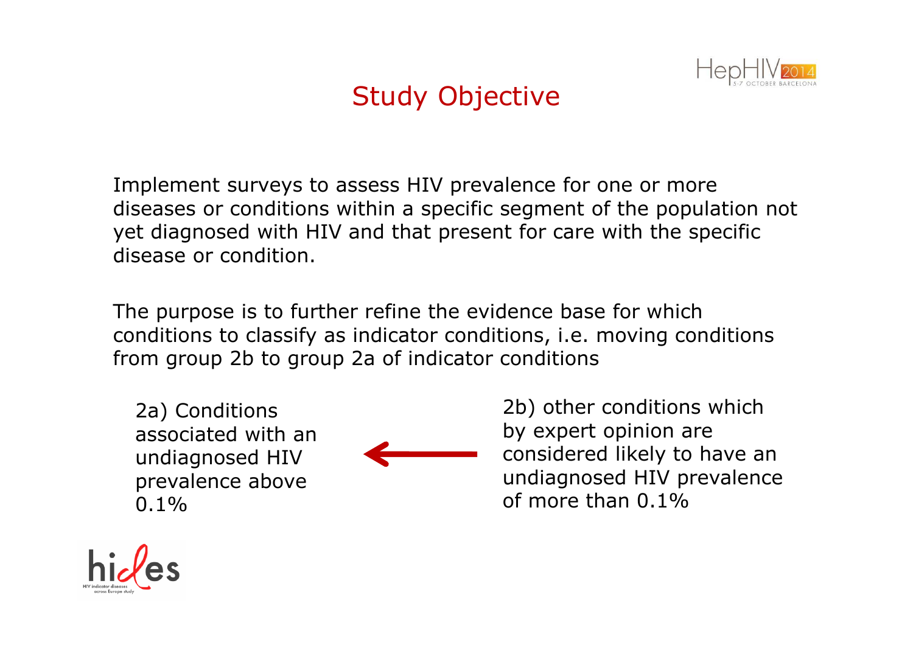# Study Objective

Implement surveys to assess HIV prevalence for one or more diseases or conditions within a specific segment of the population not yet diagnosed with HIV and that present for care with the specific disease or condition.

The purpose is to further refine the evidence base for which conditions to classify as indicator conditions, i.e. moving conditions from group 2b to group 2a of indicator conditions

2a) Conditions associated with an undiagnosed HIV prevalence above 0.1%

←

2b) other conditions which by expert opinion are considered likely to have an undiagnosed HIV prevalence of more than 0.1%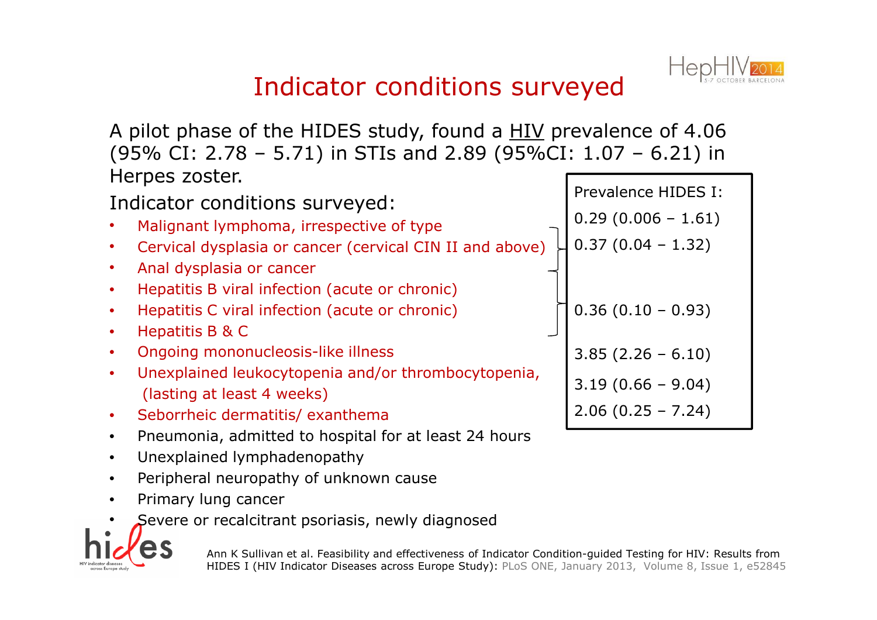# Indicator conditions surveyed

A pilot phase of the HIDES study, found a HIV prevalence of 4.06 (95% CI: 2.78 – 5.71) in STIs and 2.89 (95%CI: 1.07 – 6.21) in Herpes zoster.

Indicator conditions surveyed:

| Indicator condition | Prevalence HIDES I: |
|---|---|
| Malignant lymphoma, irrespective of type | 0.29 (0.006 – 1.61) |
| Cervical dysplasia or cancer (cervical CIN II and above) / Anal dysplasia or cancer | 0.37 (0.04 – 1.32) |
| Hepatitis B viral infection (acute or chronic) / Hepatitis C viral infection (acute or chronic) / Hepatitis B & C | 0.36 (0.10 – 0.93) |
| Ongoing mononucleosis-like illness | 3.85 (2.26 – 6.10) |
| Unexplained leukocytopenia and/or thrombocytopenia, (lasting at least 4 weeks) | 3.19 (0.66 – 9.04) |
| Seborrheic dermatitis/ exanthema | 2.06 (0.25 – 7.24) |

- Pneumonia, admitted to hospital for at least 24 hours
- Unexplained lymphadenopathy
- Peripheral neuropathy of unknown cause
- Primary lung cancer
- Severe or recalcitrant psoriasis, newly diagnosed

Ann K Sullivan et al. Feasibility and effectiveness of Indicator Condition-guided Testing for HIV: Results from HIDES I (HIV Indicator Diseases across Europe Study): PLoS ONE, January 2013, Volume 8, Issue 1, e52845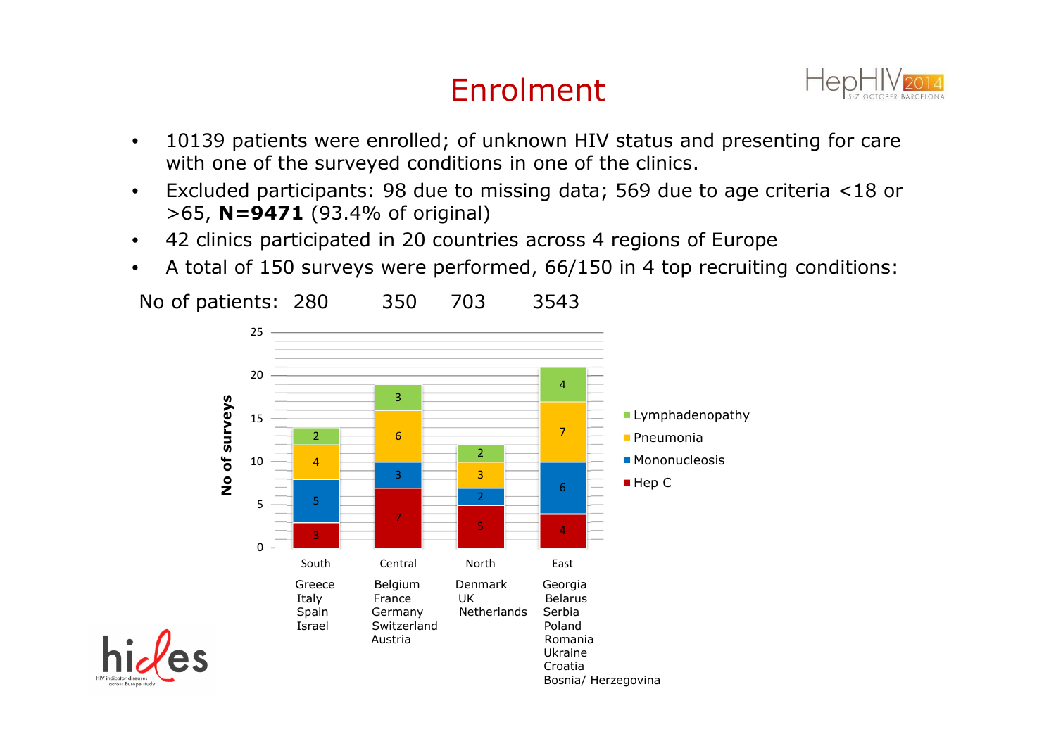# Enrolment

- 10139 patients were enrolled; of unknown HIV status and presenting for care with one of the surveyed conditions in one of the clinics.
- Excluded participants: 98 due to missing data; 569 due to age criteria <18 or >65, **N=9471** (93.4% of original)
- 42 clinics participated in 20 countries across 4 regions of Europe
- A total of 150 surveys were performed, 66/150 in 4 top recruiting conditions:

No of patients: 280 350 703 3543

| No of surveys | South | Central | North | East |
|---|---|---|---|---|
| Hep C | 3 | 7 | 5 | 4 |
| Mononucleosis | 5 | 3 | 2 | 6 |
| Pneumonia | 4 | 6 | 3 | 7 |
| Lymphadenopathy | 2 | 3 | 2 | 4 |
| Countries | Greece, Italy, Spain, Israel | Belgium, France, Germany, Switzerland, Austria | Denmark, UK, Netherlands | Georgia, Belarus, Serbia, Poland, Romania, Ukraine, Croatia, Bosnia/ Herzegovina |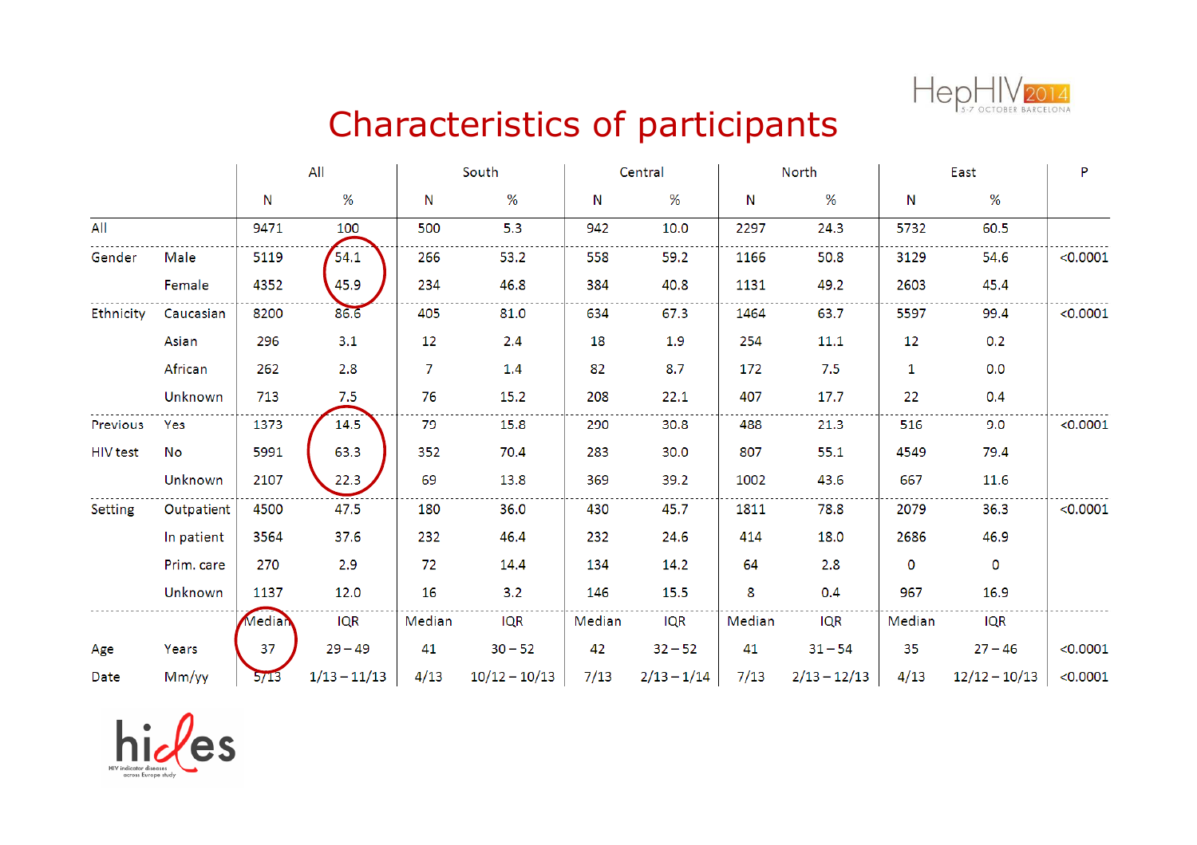# Characteristics of participants

| | | All | | South | | Central | | North | | East | | P |
|---|---|---|---|---|---|---|---|---|---|---|---|---|
| | | N | % | N | % | N | % | N | % | N | % | |
| All | | 9471 | 100 | 500 | 5.3 | 942 | 10.0 | 2297 | 24.3 | 5732 | 60.5 | |
| Gender | Male | 5119 | 54.1 | 266 | 53.2 | 558 | 59.2 | 1166 | 50.8 | 3129 | 54.6 | <0.0001 |
| | Female | 4352 | 45.9 | 234 | 46.8 | 384 | 40.8 | 1131 | 49.2 | 2603 | 45.4 | |
| Ethnicity | Caucasian | 8200 | 86.6 | 405 | 81.0 | 634 | 67.3 | 1464 | 63.7 | 5597 | 99.4 | <0.0001 |
| | Asian | 296 | 3.1 | 12 | 2.4 | 18 | 1.9 | 254 | 11.1 | 12 | 0.2 | |
| | African | 262 | 2.8 | 7 | 1.4 | 82 | 8.7 | 172 | 7.5 | 1 | 0.0 | |
| | Unknown | 713 | 7.5 | 76 | 15.2 | 208 | 22.1 | 407 | 17.7 | 22 | 0.4 | |
| Previous HIV test | Yes | 1373 | 14.5 | 79 | 15.8 | 290 | 30.8 | 488 | 21.3 | 516 | 9.0 | <0.0001 |
| | No | 5991 | 63.3 | 352 | 70.4 | 283 | 30.0 | 807 | 55.1 | 4549 | 79.4 | |
| | Unknown | 2107 | 22.3 | 69 | 13.8 | 369 | 39.2 | 1002 | 43.6 | 667 | 11.6 | |
| Setting | Outpatient | 4500 | 47.5 | 180 | 36.0 | 430 | 45.7 | 1811 | 78.8 | 2079 | 36.3 | <0.0001 |
| | In patient | 3564 | 37.6 | 232 | 46.4 | 232 | 24.6 | 414 | 18.0 | 2686 | 46.9 | |
| | Prim. care | 270 | 2.9 | 72 | 14.4 | 134 | 14.2 | 64 | 2.8 | 0 | 0 | |
| | Unknown | 1137 | 12.0 | 16 | 3.2 | 146 | 15.5 | 8 | 0.4 | 967 | 16.9 | |
| | | Median | IQR | Median | IQR | Median | IQR | Median | IQR | Median | IQR | |
| Age | Years | 37 | 29 – 49 | 41 | 30 – 52 | 42 | 32 – 52 | 41 | 31 – 54 | 35 | 27 – 46 | <0.0001 |
| Date | Mm/yy | 5/13 | 1/13 – 11/13 | 4/13 | 10/12 – 10/13 | 7/13 | 2/13 – 1/14 | 7/13 | 2/13 – 12/13 | 4/13 | 12/12 – 10/13 | <0.0001 |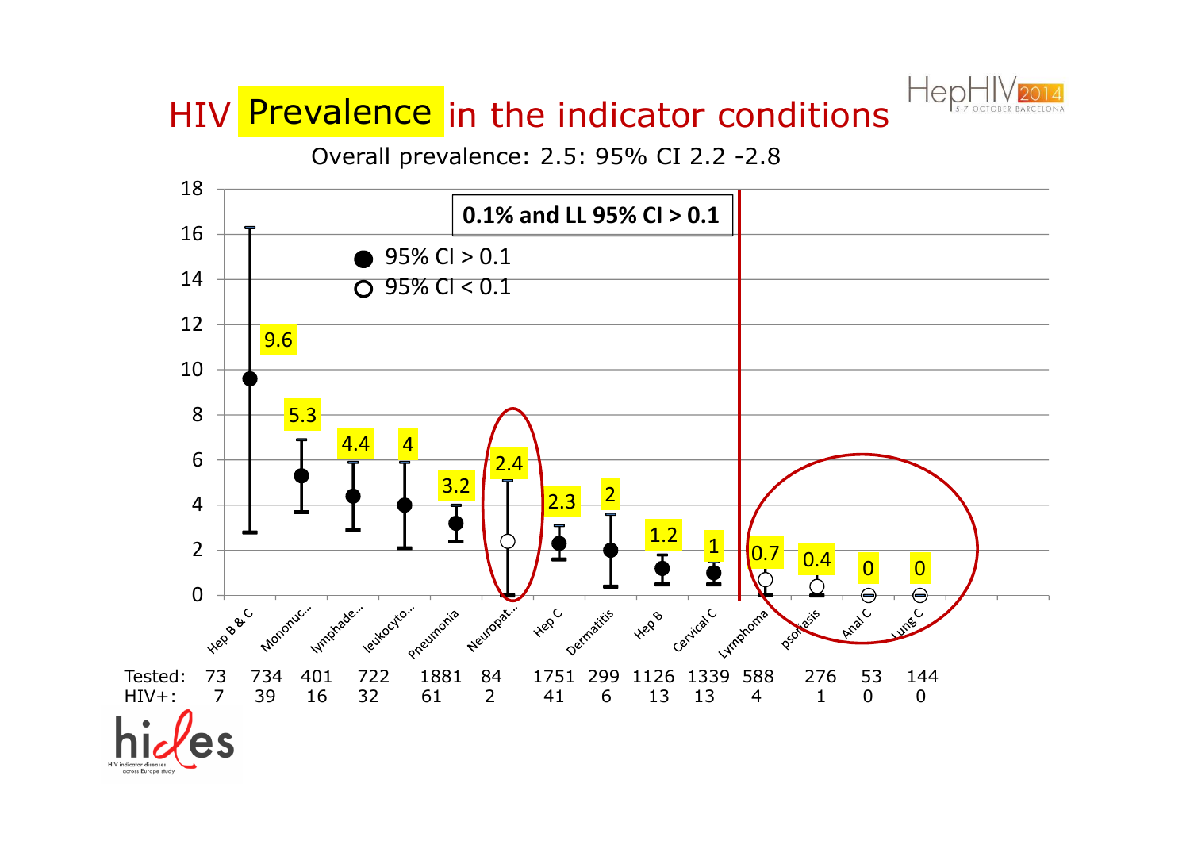# HIV Prevalence in the indicator conditions

Overall prevalence: 2.5: 95% CI 2.2 -2.8

**0.1% and LL 95% CI > 0.1**

- ● 95% CI > 0.1
- ○ 95% CI < 0.1

| Condition | Hep B & C | Mononuc... | lymphade... | leukocyto... | Pneumonia | Neuropat... | Hep C | Dermatitis | Hep B | Cervical C | Lymphoma | psoriasis | Anal C | Lung C |
|---|---|---|---|---|---|---|---|---|---|---|---|---|---|---|
| Prevalence (%) | 9.6 | 5.3 | 4.4 | 4 | 3.2 | 2.4 | 2.3 | 2 | 1.2 | 1 | 0.7 | 0.4 | 0 | 0 |
| Tested: | 73 | 734 | 401 | 722 | 1881 | 84 | 1751 | 299 | 1126 | 1339 | 588 | 276 | 53 | 144 |
| HIV+: | 7 | 39 | 16 | 32 | 61 | 2 | 41 | 6 | 13 | 13 | 4 | 1 | 0 | 0 |

HIDES – HIV indicator diseases across Europe study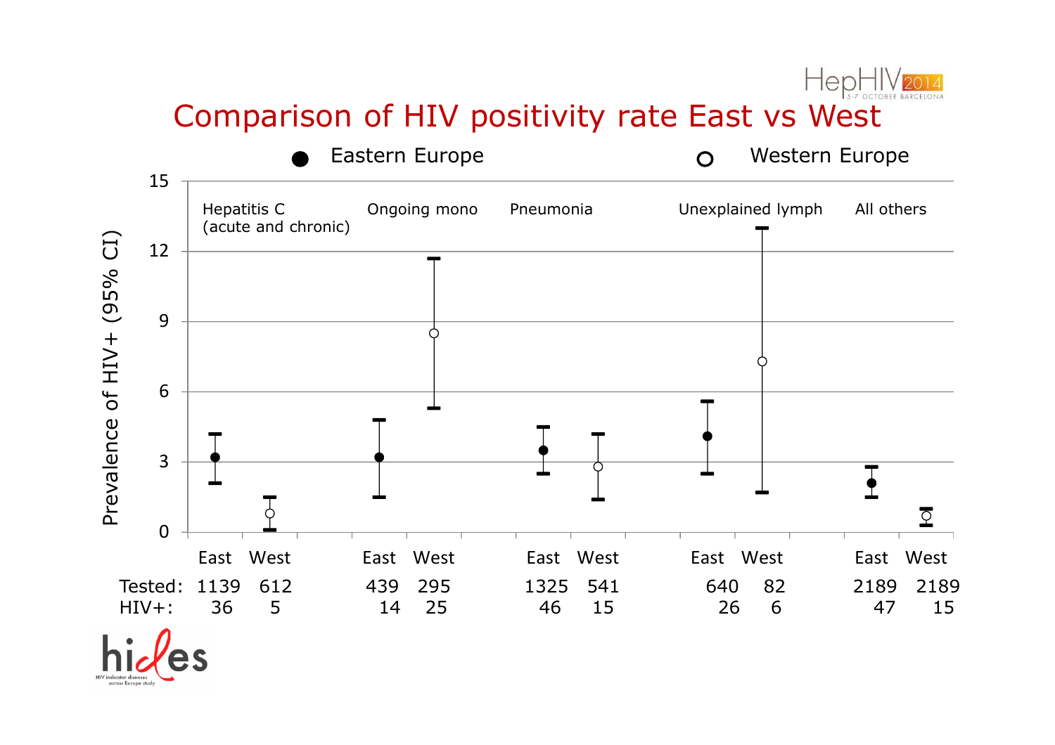# Comparison of HIV positivity rate East vs West

● Eastern Europe ○ Western Europe

Prevalence of HIV+ (95% CI)

| | Hepatitis C (acute and chronic) | | Ongoing mono | | Pneumonia | | Unexplained lymph | | All others | |
|---|---|---|---|---|---|---|---|---|---|---|
| | East | West | East | West | East | West | East | West | East | West |
| Tested: | 1139 | 612 | 439 | 295 | 1325 | 541 | 640 | 82 | 2189 | 2189 |
| HIV+: | 36 | 5 | 14 | 25 | 46 | 15 | 26 | 6 | 47 | 15 |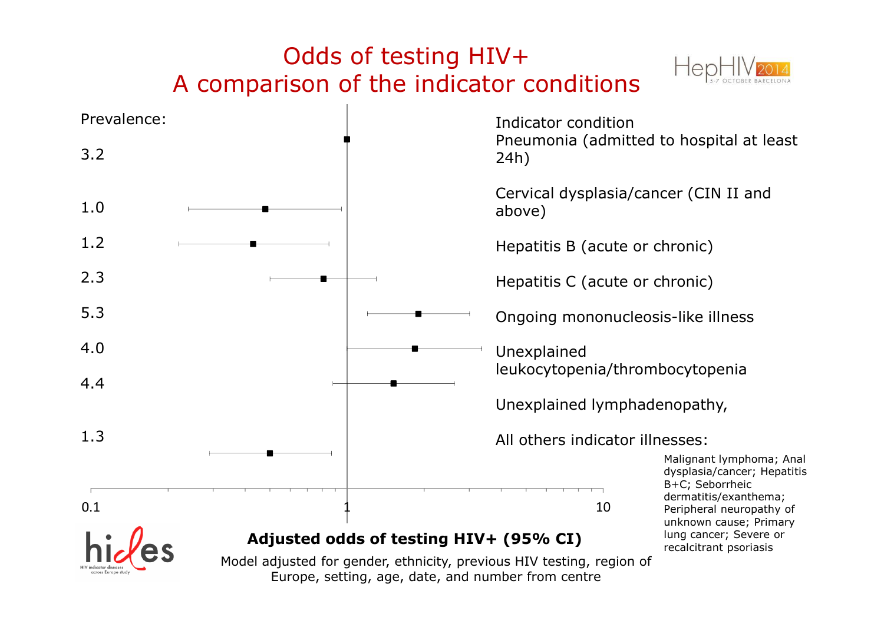# Odds of testing HIV+
# A comparison of the indicator conditions

| Prevalence: | Indicator condition |
| --- | --- |
| 3.2 | Pneumonia (admitted to hospital at least 24h) |
| 1.0 | Cervical dysplasia/cancer (CIN II and above) |
| 1.2 | Hepatitis B (acute or chronic) |
| 2.3 | Hepatitis C (acute or chronic) |
| 5.3 | Ongoing mononucleosis-like illness |
| 4.0 | Unexplained leukocytopenia/thrombocytopenia |
| 4.4 | Unexplained lymphadenopathy, |
| 1.3 | All others indicator illnesses: |

Malignant lymphoma; Anal dysplasia/cancer; Hepatitis B+C; Seborrheic dermatitis/exanthema; Peripheral neuropathy of unknown cause; Primary lung cancer; Severe or recalcitrant psoriasis

0.1 1 10

**Adjusted odds of testing HIV+ (95% CI)**

Model adjusted for gender, ethnicity, previous HIV testing, region of Europe, setting, age, date, and number from centre

HIV indicator diseases across Europe study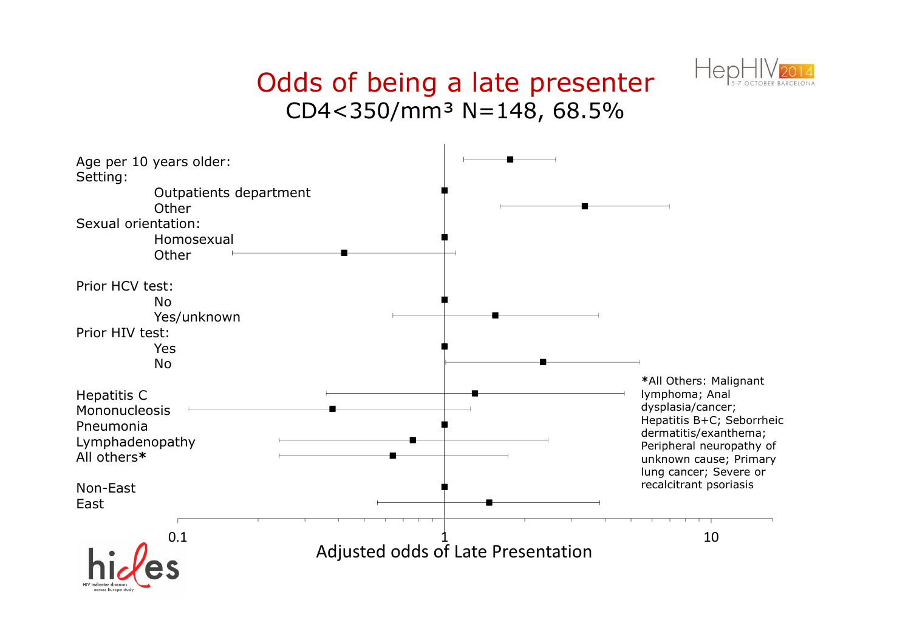# Odds of being a late presenter

CD4<350/mm³ N=148, 68.5%

Age per 10 years older:

Setting:

- Outpatients department
- Other

Sexual orientation:

- Homosexual
- Other

Prior HCV test:

- No
- Yes/unknown

Prior HIV test:

- Yes
- No

Hepatitis C

Mononucleosis

Pneumonia

Lymphadenopathy

All others*

Non-East

East

0.1 1 10

Adjusted odds of Late Presentation

*All Others: Malignant lymphoma; Anal dysplasia/cancer; Hepatitis B+C; Seborrheic dermatitis/exanthema; Peripheral neuropathy of unknown cause; Primary lung cancer; Severe or recalcitrant psoriasis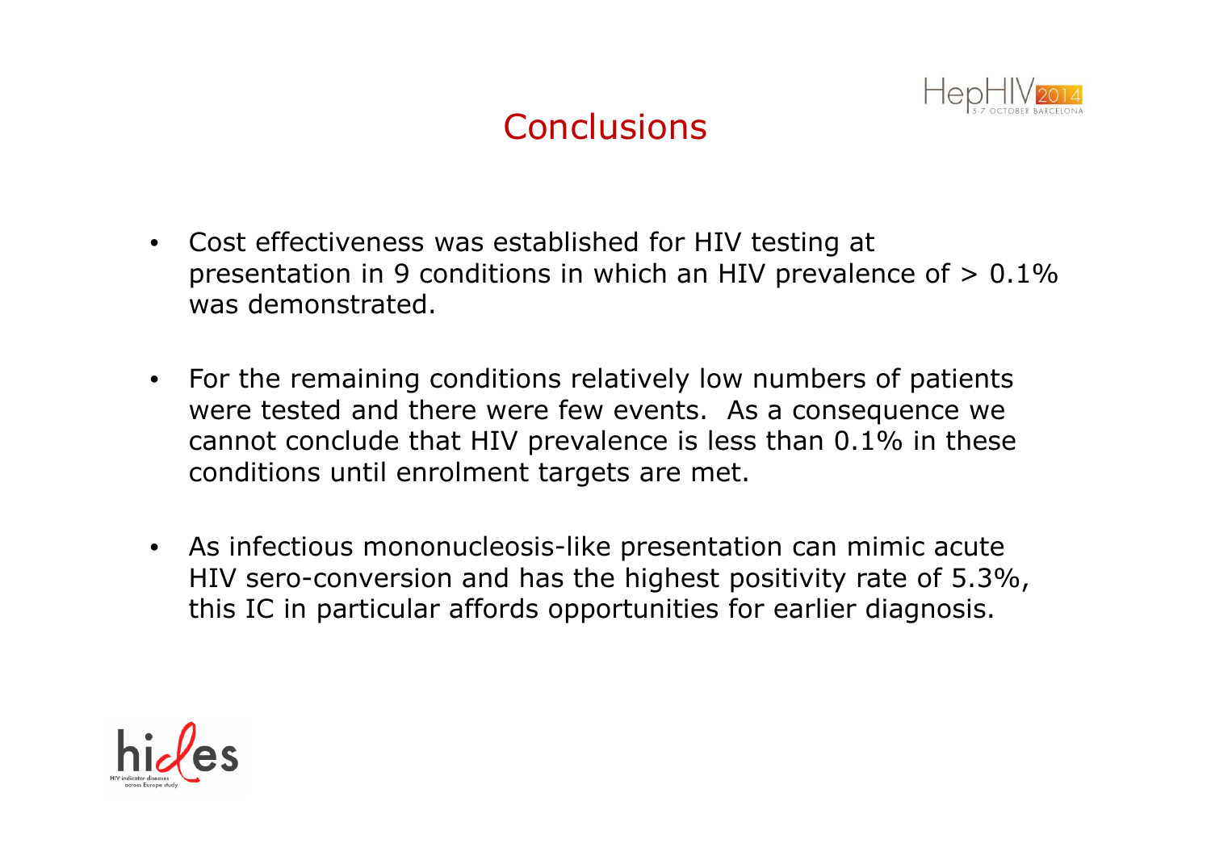# Conclusions

- Cost effectiveness was established for HIV testing at presentation in 9 conditions in which an HIV prevalence of > 0.1% was demonstrated.
- For the remaining conditions relatively low numbers of patients were tested and there were few events. As a consequence we cannot conclude that HIV prevalence is less than 0.1% in these conditions until enrolment targets are met.
- As infectious mononucleosis-like presentation can mimic acute HIV sero-conversion and has the highest positivity rate of 5.3%, this IC in particular affords opportunities for earlier diagnosis.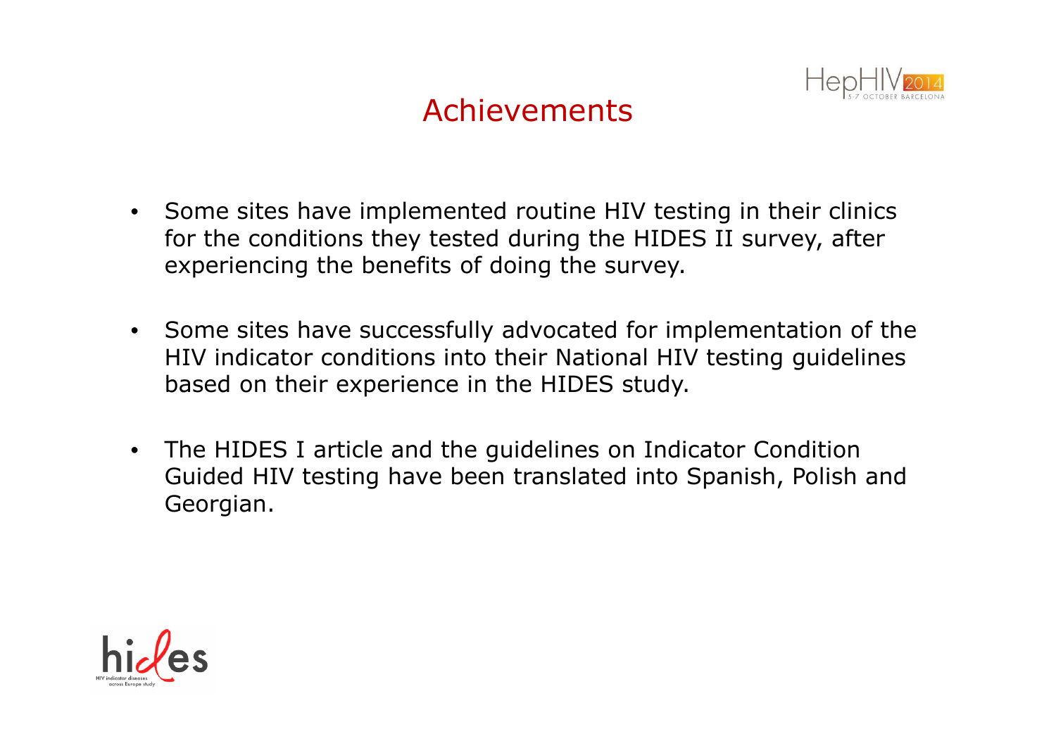# Achievements

- Some sites have implemented routine HIV testing in their clinics for the conditions they tested during the HIDES II survey, after experiencing the benefits of doing the survey.

- Some sites have successfully advocated for implementation of the HIV indicator conditions into their National HIV testing guidelines based on their experience in the HIDES study.

- The HIDES I article and the guidelines on Indicator Condition Guided HIV testing have been translated into Spanish, Polish and Georgian.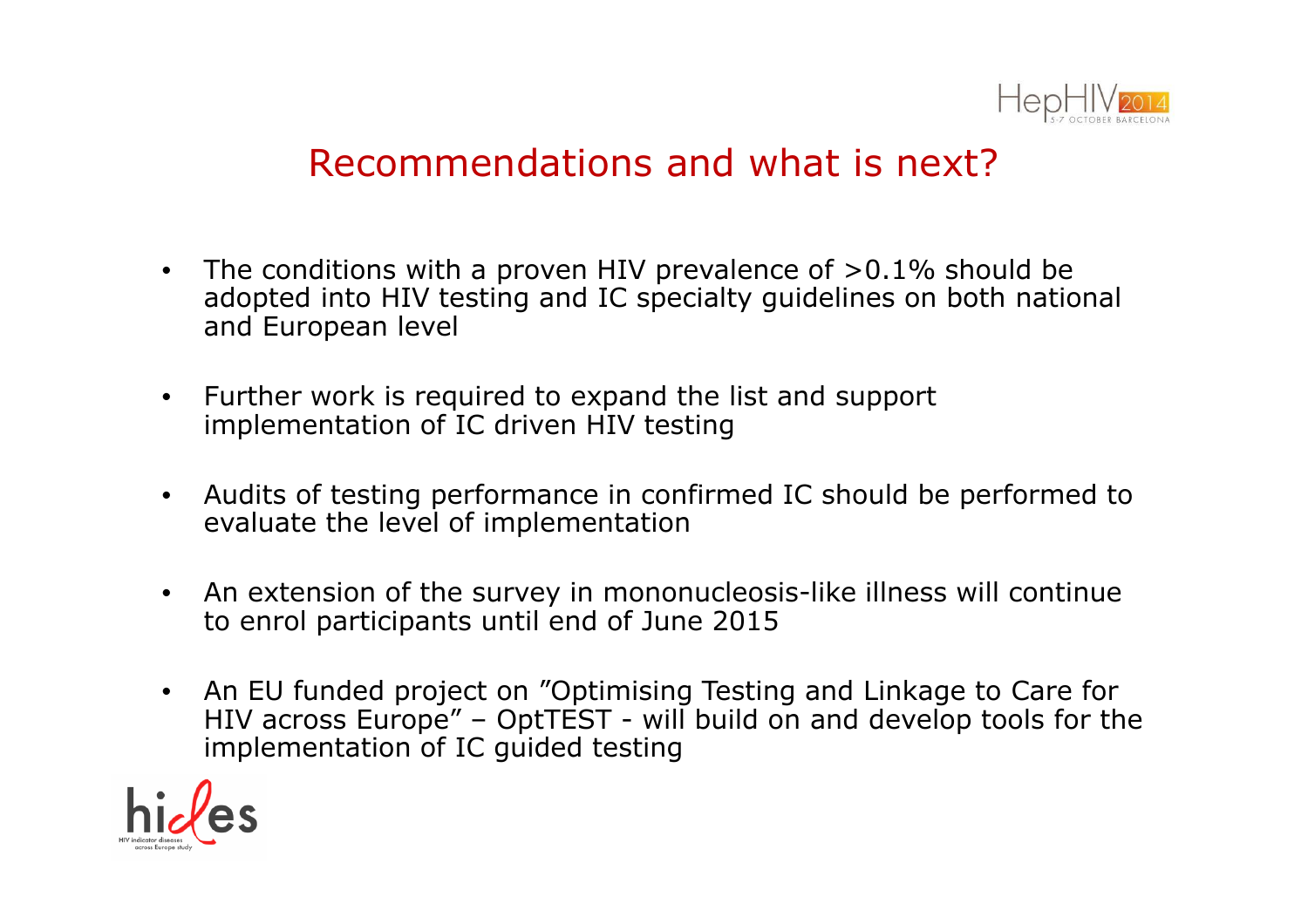# Recommendations and what is next?

- The conditions with a proven HIV prevalence of >0.1% should be adopted into HIV testing and IC specialty guidelines on both national and European level
- Further work is required to expand the list and support implementation of IC driven HIV testing
- Audits of testing performance in confirmed IC should be performed to evaluate the level of implementation
- An extension of the survey in mononucleosis-like illness will continue to enrol participants until end of June 2015
- An EU funded project on "Optimising Testing and Linkage to Care for HIV across Europe" – OptTEST - will build on and develop tools for the implementation of IC guided testing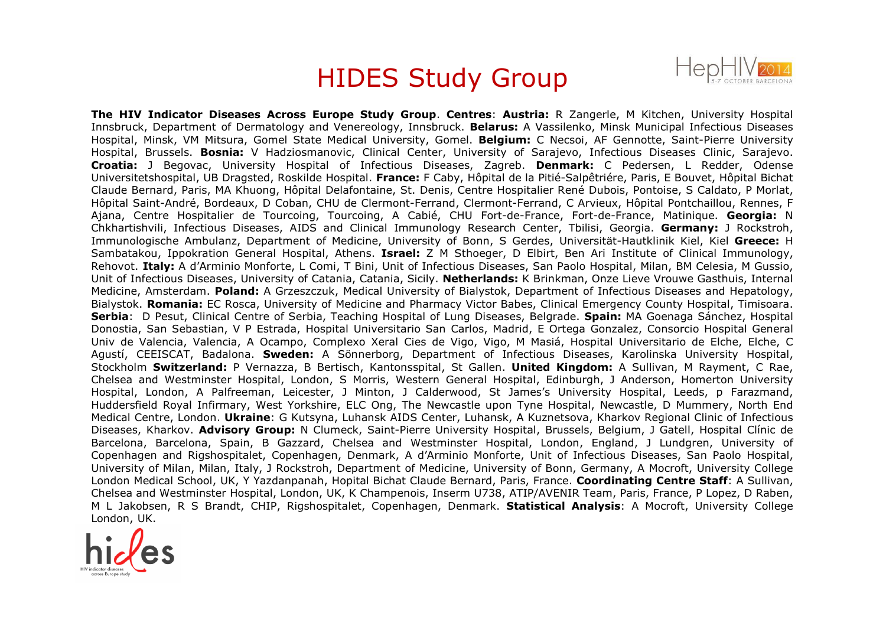# HIDES Study Group

**The HIV Indicator Diseases Across Europe Study Group**. **Centres**: **Austria:** R Zangerle, M Kitchen, University Hospital Innsbruck, Department of Dermatology and Venereology, Innsbruck. **Belarus:** A Vassilenko, Minsk Municipal Infectious Diseases Hospital, Minsk, VM Mitsura, Gomel State Medical University, Gomel. **Belgium:** C Necsoi, AF Gennotte, Saint-Pierre University Hospital, Brussels. **Bosnia:** V Hadziosmanovic, Clinical Center, University of Sarajevo, Infectious Diseases Clinic, Sarajevo. **Croatia:** J Begovac, University Hospital of Infectious Diseases, Zagreb. **Denmark:** C Pedersen, L Redder, Odense Universitetshospital, UB Dragsted, Roskilde Hospital. **France:** F Caby, Hôpital de la Pitié-Salpêtriére, Paris, E Bouvet, Hôpital Bichat Claude Bernard, Paris, MA Khuong, Hôpital Delafontaine, St. Denis, Centre Hospitalier René Dubois, Pontoise, S Caldato, P Morlat, Hôpital Saint-André, Bordeaux, D Coban, CHU de Clermont-Ferrand, Clermont-Ferrand, C Arvieux, Hôpital Pontchaillou, Rennes, F Ajana, Centre Hospitalier de Tourcoing, Tourcoing, A Cabié, CHU Fort-de-France, Fort-de-France, Matinique. **Georgia:** N Chkhartishvili, Infectious Diseases, AIDS and Clinical Immunology Research Center, Tbilisi, Georgia. **Germany:** J Rockstroh, Immunologische Ambulanz, Department of Medicine, University of Bonn, S Gerdes, Universität-Hautklinik Kiel, Kiel **Greece:** H Sambatakou, Ippokration General Hospital, Athens. **Israel:** Z M Sthoeger, D Elbirt, Ben Ari Institute of Clinical Immunology, Rehovot. **Italy:** A d'Arminio Monforte, L Comi, T Bini, Unit of Infectious Diseases, San Paolo Hospital, Milan, BM Celesia, M Gussio, Unit of Infectious Diseases, University of Catania, Catania, Sicily. **Netherlands:** K Brinkman, Onze Lieve Vrouwe Gasthuis, Internal Medicine, Amsterdam. **Poland:** A Grzeszczuk, Medical University of Bialystok, Department of Infectious Diseases and Hepatology, Bialystok. **Romania:** EC Rosca, University of Medicine and Pharmacy Victor Babes, Clinical Emergency County Hospital, Timisoara. **Serbia**: D Pesut, Clinical Centre of Serbia, Teaching Hospital of Lung Diseases, Belgrade. **Spain:** MA Goenaga Sánchez, Hospital Donostia, San Sebastian, V P Estrada, Hospital Universitario San Carlos, Madrid, E Ortega Gonzalez, Consorcio Hospital General Univ de Valencia, Valencia, A Ocampo, Complexo Xeral Cies de Vigo, Vigo, M Masiá, Hospital Universitario de Elche, Elche, C Agustí, CEEISCAT, Badalona. **Sweden:** A Sönnerborg, Department of Infectious Diseases, Karolinska University Hospital, Stockholm **Switzerland:** P Vernazza, B Bertisch, Kantonsspital, St Gallen. **United Kingdom:** A Sullivan, M Rayment, C Rae, Chelsea and Westminster Hospital, London, S Morris, Western General Hospital, Edinburgh, J Anderson, Homerton University Hospital, London, A Palfreeman, Leicester, J Minton, J Calderwood, St James's University Hospital, Leeds, p Farazmand, Huddersfield Royal Infirmary, West Yorkshire, ELC Ong, The Newcastle upon Tyne Hospital, Newcastle, D Mummery, North End Medical Centre, London. **Ukraine**: G Kutsyna, Luhansk AIDS Center, Luhansk, A Kuznetsova, Kharkov Regional Clinic of Infectious Diseases, Kharkov. **Advisory Group:** N Clumeck, Saint-Pierre University Hospital, Brussels, Belgium, J Gatell, Hospital Clínic de Barcelona, Barcelona, Spain, B Gazzard, Chelsea and Westminster Hospital, London, England, J Lundgren, University of Copenhagen and Rigshospitalet, Copenhagen, Denmark, A d'Arminio Monforte, Unit of Infectious Diseases, San Paolo Hospital, University of Milan, Milan, Italy, J Rockstroh, Department of Medicine, University of Bonn, Germany, A Mocroft, University College London Medical School, UK, Y Yazdanpanah, Hopital Bichat Claude Bernard, Paris, France. **Coordinating Centre Staff**: A Sullivan, Chelsea and Westminster Hospital, London, UK, K Champenois, Inserm U738, ATIP/AVENIR Team, Paris, France, P Lopez, D Raben, M L Jakobsen, R S Brandt, CHIP, Rigshospitalet, Copenhagen, Denmark. **Statistical Analysis**: A Mocroft, University College London, UK.